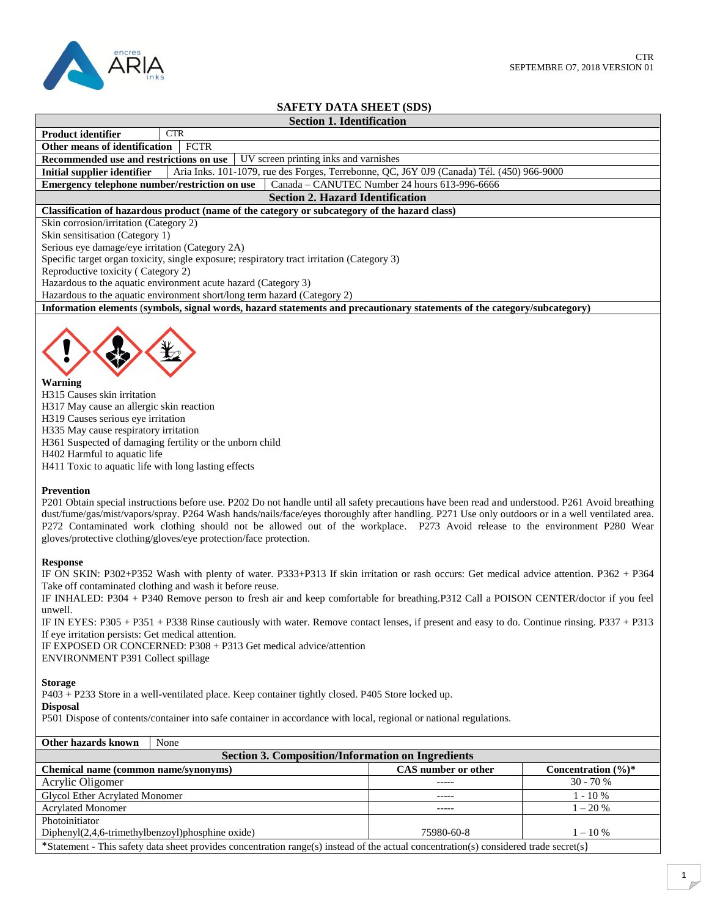CTR
SEPTEMBRE O7, 2018 VERSION 01

# SAFETY DATA SHEET (SDS)

## Section 1. Identification

| | |
|---|---|
| **Product identifier** | CTR |
| **Other means of identification** | FCTR |
| **Recommended use and restrictions on use** | UV screen printing inks and varnishes |
| **Initial supplier identifier** | Aria Inks. 101-1079, rue des Forges, Terrebonne, QC, J6Y 0J9 (Canada) Tél. (450) 966-9000 |
| **Emergency telephone number/restriction on use** | Canada – CANUTEC Number 24 hours 613-996-6666 |

## Section 2. Hazard Identification

**Classification of hazardous product (name of the category or subcategory of the hazard class)**

Skin corrosion/irritation (Category 2)
Skin sensitisation (Category 1)
Serious eye damage/eye irritation (Category 2A)
Specific target organ toxicity, single exposure; respiratory tract irritation (Category 3)
Reproductive toxicity ( Category 2)
Hazardous to the aquatic environment acute hazard (Category 3)
Hazardous to the aquatic environment short/long term hazard (Category 2)

**Information elements (symbols, signal words, hazard statements and precautionary statements of the category/subcategory)**

**Warning**
H315 Causes skin irritation
H317 May cause an allergic skin reaction
H319 Causes serious eye irritation
H335 May cause respiratory irritation
H361 Suspected of damaging fertility or the unborn child
H402 Harmful to aquatic life
H411 Toxic to aquatic life with long lasting effects

**Prevention**

P201 Obtain special instructions before use. P202 Do not handle until all safety precautions have been read and understood. P261 Avoid breathing dust/fume/gas/mist/vapors/spray. P264 Wash hands/nails/face/eyes thoroughly after handling. P271 Use only outdoors or in a well ventilated area. P272 Contaminated work clothing should not be allowed out of the workplace. P273 Avoid release to the environment P280 Wear gloves/protective clothing/gloves/eye protection/face protection.

**Response**

IF ON SKIN: P302+P352 Wash with plenty of water. P333+P313 If skin irritation or rash occurs: Get medical advice attention. P362 + P364 Take off contaminated clothing and wash it before reuse.
IF INHALED: P304 + P340 Remove person to fresh air and keep comfortable for breathing.P312 Call a POISON CENTER/doctor if you feel unwell.
IF IN EYES: P305 + P351 + P338 Rinse cautiously with water. Remove contact lenses, if present and easy to do. Continue rinsing. P337 + P313 If eye irritation persists: Get medical attention.
IF EXPOSED OR CONCERNED: P308 + P313 Get medical advice/attention
ENVIRONMENT P391 Collect spillage

**Storage**

P403 + P233 Store in a well-ventilated place. Keep container tightly closed. P405 Store locked up.

**Disposal**

P501 Dispose of contents/container into safe container in accordance with local, regional or national regulations.

| | |
|---|---|
| **Other hazards known** | None |

## Section 3. Composition/Information on Ingredients

| Chemical name (common name/synonyms) | CAS number or other | Concentration (%)* |
|---|---|---|
| Acrylic Oligomer | ----- | 30 - 70 % |
| Glycol Ether Acrylated Monomer | ----- | 1 - 10 % |
| Acrylated Monomer | ----- | 1 – 20 % |
| Photoinitiator Diphenyl(2,4,6-trimethylbenzoyl)phosphine oxide) | 75980-60-8 | 1 – 10 % |

*Statement - This safety data sheet provides concentration range(s) instead of the actual concentration(s) considered trade secret(s)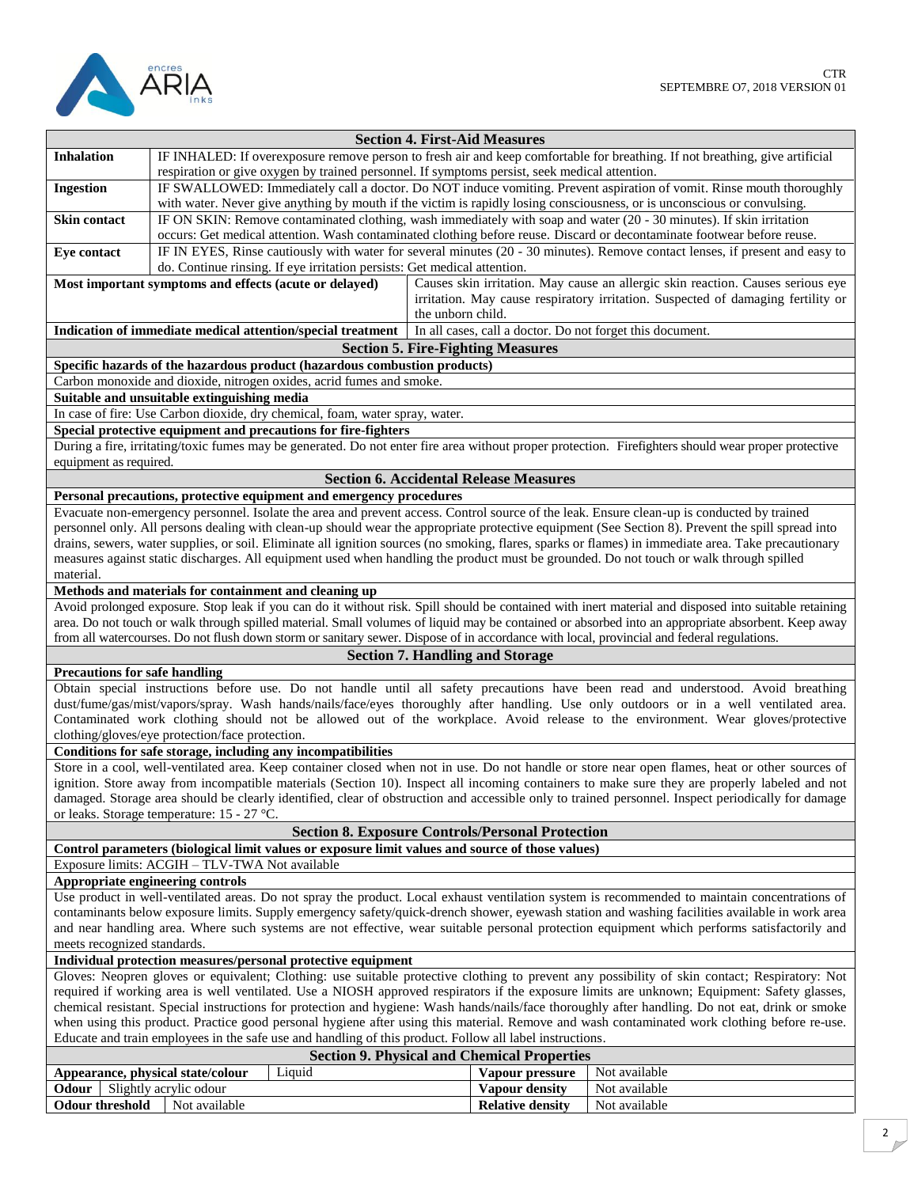## Section 4. First-Aid Measures

| | |
|---|---|
| **Inhalation** | IF INHALED: If overexposure remove person to fresh air and keep comfortable for breathing. If not breathing, give artificial respiration or give oxygen by trained personnel. If symptoms persist, seek medical attention. |
| **Ingestion** | IF SWALLOWED: Immediately call a doctor. Do NOT induce vomiting. Prevent aspiration of vomit. Rinse mouth thoroughly with water. Never give anything by mouth if the victim is rapidly losing consciousness, or is unconscious or convulsing. |
| **Skin contact** | IF ON SKIN: Remove contaminated clothing, wash immediately with soap and water (20 - 30 minutes). If skin irritation occurs: Get medical attention. Wash contaminated clothing before reuse. Discard or decontaminate footwear before reuse. |
| **Eye contact** | IF IN EYES, Rinse cautiously with water for several minutes (20 - 30 minutes). Remove contact lenses, if present and easy to do. Continue rinsing. If eye irritation persists: Get medical attention. |
| **Most important symptoms and effects (acute or delayed)** | Causes skin irritation. May cause an allergic skin reaction. Causes serious eye irritation. May cause respiratory irritation. Suspected of damaging fertility or the unborn child. |
| **Indication of immediate medical attention/special treatment** | In all cases, call a doctor. Do not forget this document. |

## Section 5. Fire-Fighting Measures

**Specific hazards of the hazardous product (hazardous combustion products)**

Carbon monoxide and dioxide, nitrogen oxides, acrid fumes and smoke.

**Suitable and unsuitable extinguishing media**

In case of fire: Use Carbon dioxide, dry chemical, foam, water spray, water.

**Special protective equipment and precautions for fire-fighters**

During a fire, irritating/toxic fumes may be generated. Do not enter fire area without proper protection. Firefighters should wear proper protective equipment as required.

## Section 6. Accidental Release Measures

**Personal precautions, protective equipment and emergency procedures**

Evacuate non-emergency personnel. Isolate the area and prevent access. Control source of the leak. Ensure clean-up is conducted by trained personnel only. All persons dealing with clean-up should wear the appropriate protective equipment (See Section 8). Prevent the spill spread into drains, sewers, water supplies, or soil. Eliminate all ignition sources (no smoking, flares, sparks or flames) in immediate area. Take precautionary measures against static discharges. All equipment used when handling the product must be grounded. Do not touch or walk through spilled material.

**Methods and materials for containment and cleaning up**

Avoid prolonged exposure. Stop leak if you can do it without risk. Spill should be contained with inert material and disposed into suitable retaining area. Do not touch or walk through spilled material. Small volumes of liquid may be contained or absorbed into an appropriate absorbent. Keep away from all watercourses. Do not flush down storm or sanitary sewer. Dispose of in accordance with local, provincial and federal regulations.

## Section 7. Handling and Storage

**Precautions for safe handling**

Obtain special instructions before use. Do not handle until all safety precautions have been read and understood. Avoid breathing dust/fume/gas/mist/vapors/spray. Wash hands/nails/face/eyes thoroughly after handling. Use only outdoors or in a well ventilated area. Contaminated work clothing should not be allowed out of the workplace. Avoid release to the environment. Wear gloves/protective clothing/gloves/eye protection/face protection.

**Conditions for safe storage, including any incompatibilities**

Store in a cool, well-ventilated area. Keep container closed when not in use. Do not handle or store near open flames, heat or other sources of ignition. Store away from incompatible materials (Section 10). Inspect all incoming containers to make sure they are properly labeled and not damaged. Storage area should be clearly identified, clear of obstruction and accessible only to trained personnel. Inspect periodically for damage or leaks. Storage temperature: 15 - 27 °C.

## Section 8. Exposure Controls/Personal Protection

**Control parameters (biological limit values or exposure limit values and source of those values)**

Exposure limits: ACGIH – TLV-TWA Not available

**Appropriate engineering controls**

Use product in well-ventilated areas. Do not spray the product. Local exhaust ventilation system is recommended to maintain concentrations of contaminants below exposure limits. Supply emergency safety/quick-drench shower, eyewash station and washing facilities available in work area and near handling area. Where such systems are not effective, wear suitable personal protection equipment which performs satisfactorily and meets recognized standards.

**Individual protection measures/personal protective equipment**

Gloves: Neopren gloves or equivalent; Clothing: use suitable protective clothing to prevent any possibility of skin contact; Respiratory: Not required if working area is well ventilated. Use a NIOSH approved respirators if the exposure limits are unknown; Equipment: Safety glasses, chemical resistant. Special instructions for protection and hygiene: Wash hands/nails/face thoroughly after handling. Do not eat, drink or smoke when using this product. Practice good personal hygiene after using this material. Remove and wash contaminated work clothing before re-use. Educate and train employees in the safe use and handling of this product. Follow all label instructions.

## Section 9. Physical and Chemical Properties

| | | | |
|---|---|---|---|
| **Appearance, physical state/colour** | Liquid | **Vapour pressure** | Not available |
| **Odour** | Slightly acrylic odour | **Vapour density** | Not available |
| **Odour threshold** | Not available | **Relative density** | Not available |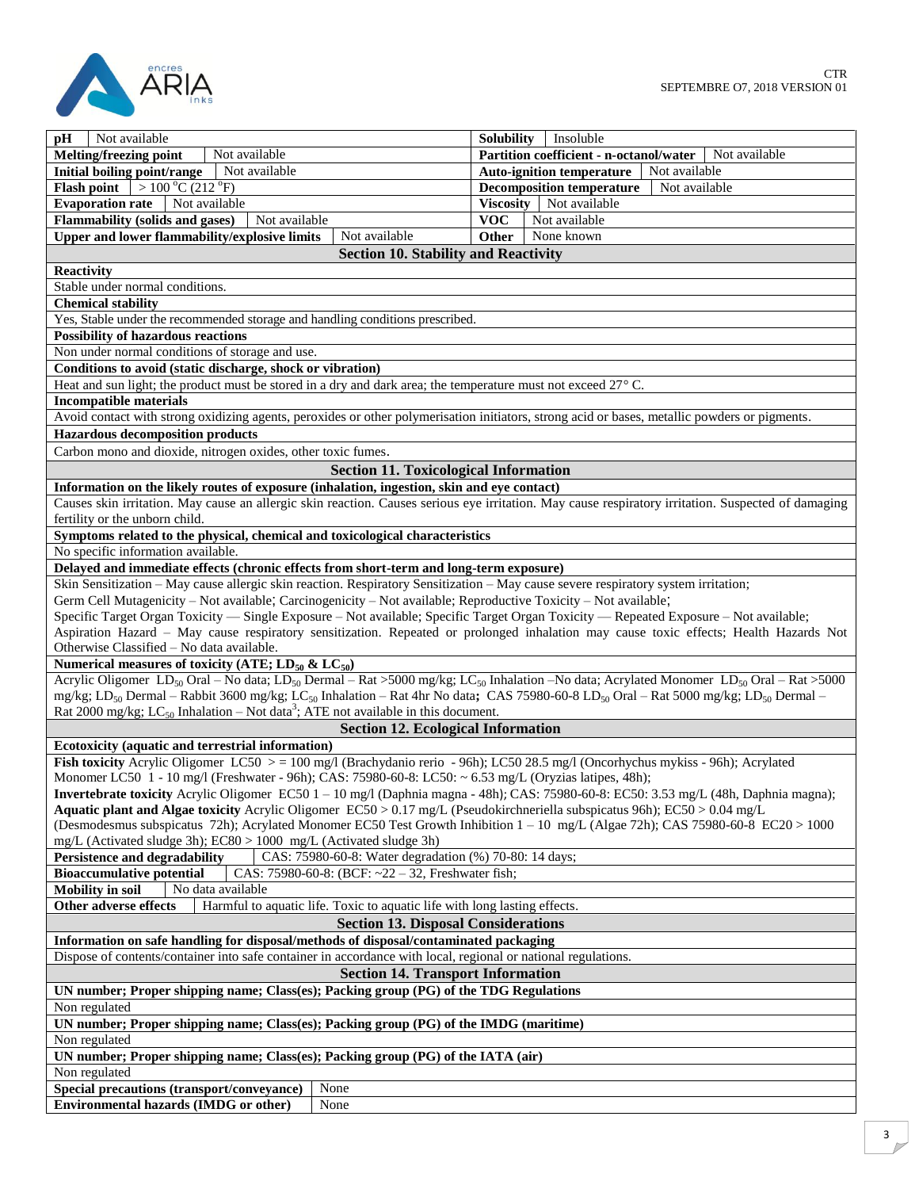| | | | |
|---|---|---|---|
| **pH** | Not available | **Solubility** | Insoluble |
| **Melting/freezing point** | Not available | **Partition coefficient - n-octanol/water** | Not available |
| **Initial boiling point/range** | Not available | **Auto-ignition temperature** | Not available |
| **Flash point** | > 100 °C (212 °F) | **Decomposition temperature** | Not available |
| **Evaporation rate** | Not available | **Viscosity** | Not available |
| **Flammability (solids and gases)** | Not available | **VOC** | Not available |
| **Upper and lower flammability/explosive limits** | Not available | **Other** | None known |

## Section 10. Stability and Reactivity

**Reactivity**

Stable under normal conditions.

**Chemical stability**

Yes, Stable under the recommended storage and handling conditions prescribed.

**Possibility of hazardous reactions**

Non under normal conditions of storage and use.

**Conditions to avoid (static discharge, shock or vibration)**

Heat and sun light; the product must be stored in a dry and dark area; the temperature must not exceed 27° C.

**Incompatible materials**

Avoid contact with strong oxidizing agents, peroxides or other polymerisation initiators, strong acid or bases, metallic powders or pigments.

**Hazardous decomposition products**

Carbon mono and dioxide, nitrogen oxides, other toxic fumes.

## Section 11. Toxicological Information

**Information on the likely routes of exposure (inhalation, ingestion, skin and eye contact)**

Causes skin irritation. May cause an allergic skin reaction. Causes serious eye irritation. May cause respiratory irritation. Suspected of damaging fertility or the unborn child.

**Symptoms related to the physical, chemical and toxicological characteristics**

No specific information available.

**Delayed and immediate effects (chronic effects from short-term and long-term exposure)**

Skin Sensitization – May cause allergic skin reaction. Respiratory Sensitization – May cause severe respiratory system irritation;
Germ Cell Mutagenicity – Not available; Carcinogenicity – Not available; Reproductive Toxicity – Not available;
Specific Target Organ Toxicity — Single Exposure – Not available; Specific Target Organ Toxicity — Repeated Exposure – Not available;
Aspiration Hazard – May cause respiratory sensitization. Repeated or prolonged inhalation may cause toxic effects; Health Hazards Not Otherwise Classified – No data available.

**Numerical measures of toxicity (ATE; $LD_{50}$ & $LC_{50}$)**

Acrylic Oligomer $LD_{50}$ Oral – No data; $LD_{50}$ Dermal – Rat >5000 mg/kg; $LC_{50}$ Inhalation –No data; Acrylated Monomer $LD_{50}$ Oral – Rat >5000 mg/kg; $LD_{50}$ Dermal – Rabbit 3600 mg/kg; $LC_{50}$ Inhalation – Rat 4hr No data**;** CAS 75980-60-8 $LD_{50}$ Oral – Rat 5000 mg/kg; $LD_{50}$ Dermal – Rat 2000 mg/kg; $LC_{50}$ Inhalation – Not data[3]; ATE not available in this document.

## Section 12. Ecological Information

**Ecotoxicity (aquatic and terrestrial information)**

**Fish toxicity** Acrylic Oligomer LC50 > = 100 mg/l (Brachydanio rerio - 96h); LC50 28.5 mg/l (Oncorhychus mykiss - 96h); Acrylated Monomer LC50 1 - 10 mg/l (Freshwater - 96h); CAS: 75980-60-8: LC50: ~ 6.53 mg/L (Oryzias latipes, 48h);
**Invertebrate toxicity** Acrylic Oligomer EC50 1 – 10 mg/l (Daphnia magna - 48h); CAS: 75980-60-8: EC50: 3.53 mg/L (48h, Daphnia magna);
**Aquatic plant and Algae toxicity** Acrylic Oligomer EC50 > 0.17 mg/L (Pseudokirchneriella subspicatus 96h); EC50 > 0.04 mg/L (Desmodesmus subspicatus 72h); Acrylated Monomer EC50 Test Growth Inhibition 1 – 10 mg/L (Algae 72h); CAS 75980-60-8 EC20 > 1000 mg/L (Activated sludge 3h); EC80 > 1000 mg/L (Activated sludge 3h)

| | |
|---|---|
| **Persistence and degradability** | CAS: 75980-60-8: Water degradation (%) 70-80: 14 days; |
| **Bioaccumulative potential** | CAS: 75980-60-8: (BCF: ~22 – 32, Freshwater fish; |
| **Mobility in soil** | No data available |
| **Other adverse effects** | Harmful to aquatic life. Toxic to aquatic life with long lasting effects. |

## Section 13. Disposal Considerations

**Information on safe handling for disposal/methods of disposal/contaminated packaging**

Dispose of contents/container into safe container in accordance with local, regional or national regulations.

## Section 14. Transport Information

**UN number; Proper shipping name; Class(es); Packing group (PG) of the TDG Regulations**

Non regulated

**UN number; Proper shipping name; Class(es); Packing group (PG) of the IMDG (maritime)**

Non regulated

**UN number; Proper shipping name; Class(es); Packing group (PG) of the IATA (air)**

Non regulated

| | |
|---|---|
| **Special precautions (transport/conveyance)** | None |
| **Environmental hazards (IMDG or other)** | None |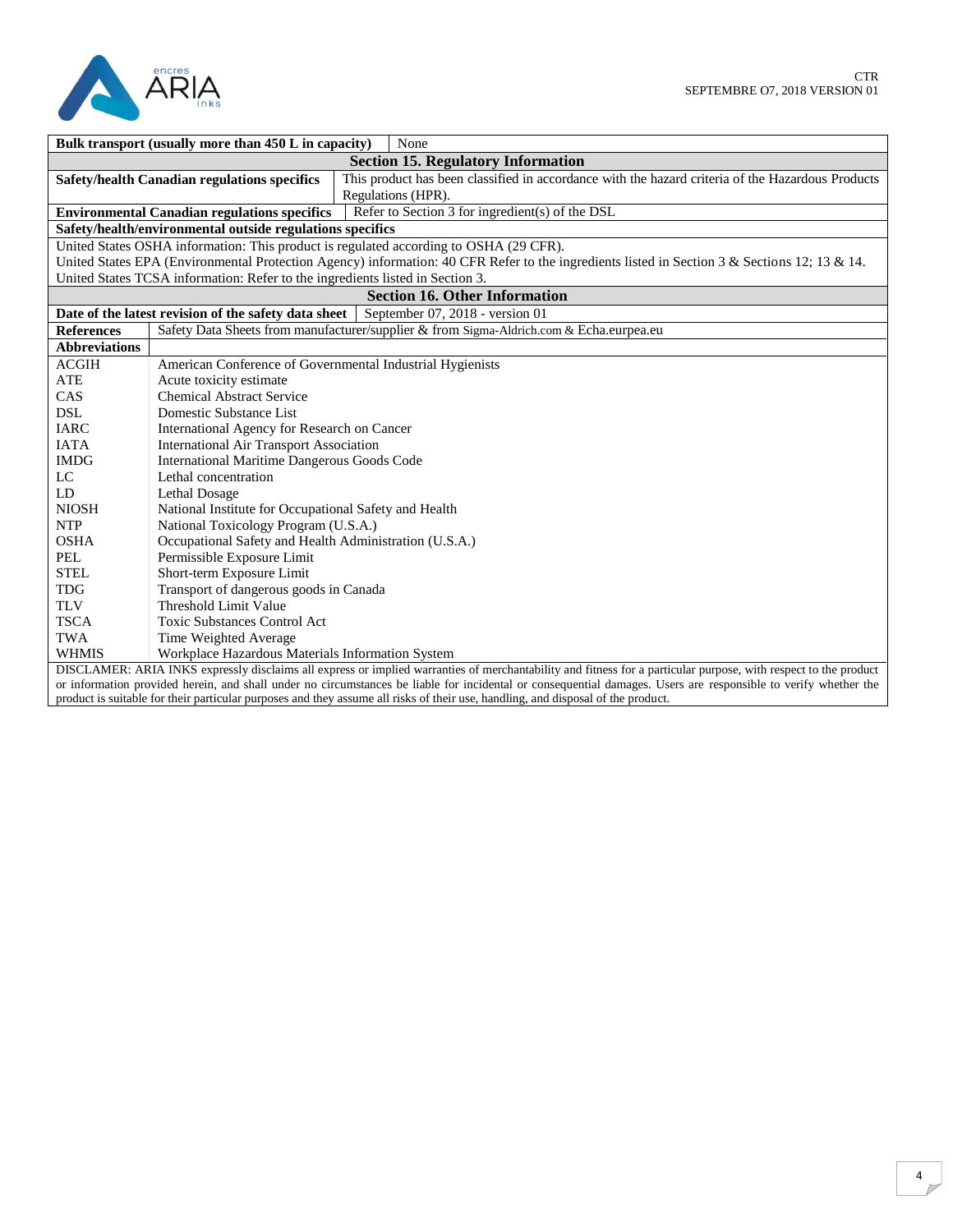| | |
|---|---|
| **Bulk transport (usually more than 450 L in capacity)** | None |

## Section 15. Regulatory Information

| | |
|---|---|
| **Safety/health Canadian regulations specifics** | This product has been classified in accordance with the hazard criteria of the Hazardous Products Regulations (HPR). |
| **Environmental Canadian regulations specifics** | Refer to Section 3 for ingredient(s) of the DSL |

**Safety/health/environmental outside regulations specifics**

United States OSHA information: This product is regulated according to OSHA (29 CFR).
United States EPA (Environmental Protection Agency) information: 40 CFR Refer to the ingredients listed in Section 3 & Sections 12; 13 & 14.
United States TCSA information: Refer to the ingredients listed in Section 3.

## Section 16. Other Information

| | |
|---|---|
| **Date of the latest revision of the safety data sheet** | September 07, 2018 - version 01 |
| **References** | Safety Data Sheets from manufacturer/supplier & from Sigma-Aldrich.com & Echa.eurpea.eu |

| **Abbreviations** | |
|---|---|
| ACGIH | American Conference of Governmental Industrial Hygienists |
| ATE | Acute toxicity estimate |
| CAS | Chemical Abstract Service |
| DSL | Domestic Substance List |
| IARC | International Agency for Research on Cancer |
| IATA | International Air Transport Association |
| IMDG | International Maritime Dangerous Goods Code |
| LC | Lethal concentration |
| LD | Lethal Dosage |
| NIOSH | National Institute for Occupational Safety and Health |
| NTP | National Toxicology Program (U.S.A.) |
| OSHA | Occupational Safety and Health Administration (U.S.A.) |
| PEL | Permissible Exposure Limit |
| STEL | Short-term Exposure Limit |
| TDG | Transport of dangerous goods in Canada |
| TLV | Threshold Limit Value |
| TSCA | Toxic Substances Control Act |
| TWA | Time Weighted Average |
| WHMIS | Workplace Hazardous Materials Information System |

DISCLAMER: ARIA INKS expressly disclaims all express or implied warranties of merchantability and fitness for a particular purpose, with respect to the product or information provided herein, and shall under no circumstances be liable for incidental or consequential damages. Users are responsible to verify whether the product is suitable for their particular purposes and they assume all risks of their use, handling, and disposal of the product.